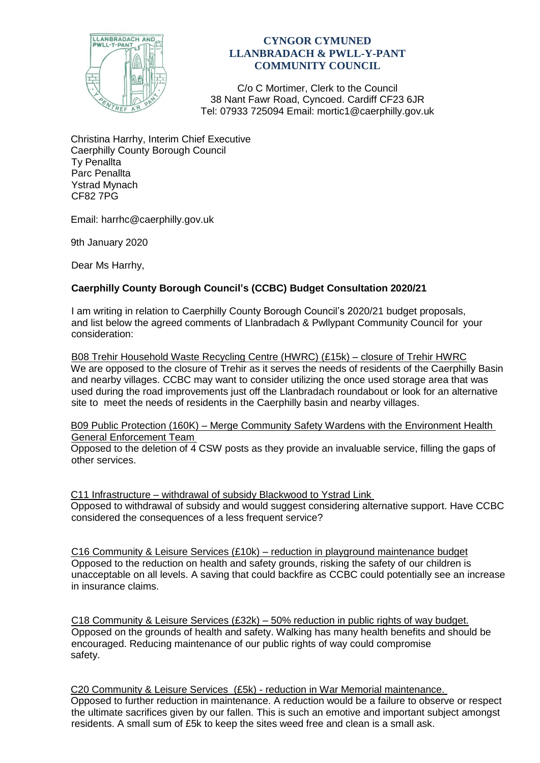**CYNGOR CYMUNED**
**LLANBRADACH & PWLL-Y-PANT**
**COMMUNITY COUNCIL**

C/o C Mortimer, Clerk to the Council
38 Nant Fawr Road, Cyncoed. Cardiff CF23 6JR
Tel: 07933 725094 Email: mortic1@caerphilly.gov.uk

Christina Harrhy, Interim Chief Executive
Caerphilly County Borough Council
Ty Penallta
Parc Penallta
Ystrad Mynach
CF82 7PG

Email: harrhc@caerphilly.gov.uk

9th January 2020

Dear Ms Harrhy,

**Caerphilly County Borough Council's (CCBC) Budget Consultation 2020/21**

I am writing in relation to Caerphilly County Borough Council's 2020/21 budget proposals, and list below the agreed comments of Llanbradach & Pwllypant Community Council for your consideration:

B08 Trehir Household Waste Recycling Centre (HWRC) (£15k) – closure of Trehir HWRC
We are opposed to the closure of Trehir as it serves the needs of residents of the Caerphilly Basin and nearby villages. CCBC may want to consider utilizing the once used storage area that was used during the road improvements just off the Llanbradach roundabout or look for an alternative site to meet the needs of residents in the Caerphilly basin and nearby villages.

B09 Public Protection (160K) – Merge Community Safety Wardens with the Environment Health General Enforcement Team
Opposed to the deletion of 4 CSW posts as they provide an invaluable service, filling the gaps of other services.

C11 Infrastructure – withdrawal of subsidy Blackwood to Ystrad Link
Opposed to withdrawal of subsidy and would suggest considering alternative support. Have CCBC considered the consequences of a less frequent service?

C16 Community & Leisure Services (£10k) – reduction in playground maintenance budget
Opposed to the reduction on health and safety grounds, risking the safety of our children is unacceptable on all levels. A saving that could backfire as CCBC could potentially see an increase in insurance claims.

C18 Community & Leisure Services (£32k) – 50% reduction in public rights of way budget.
Opposed on the grounds of health and safety. Walking has many health benefits and should be encouraged. Reducing maintenance of our public rights of way could compromise safety.

C20 Community & Leisure Services (£5k) - reduction in War Memorial maintenance.
Opposed to further reduction in maintenance. A reduction would be a failure to observe or respect the ultimate sacrifices given by our fallen. This is such an emotive and important subject amongst residents. A small sum of £5k to keep the sites weed free and clean is a small ask.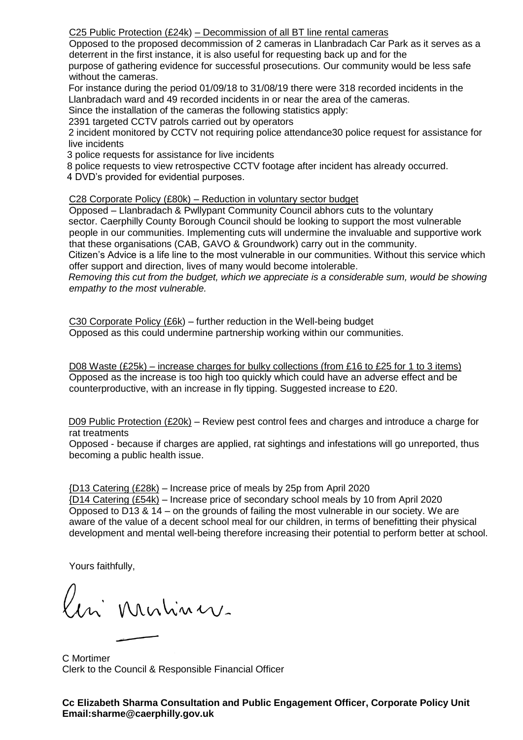C25 Public Protection (£24k) – Decommission of all BT line rental cameras

Opposed to the proposed decommission of 2 cameras in Llanbradach Car Park as it serves as a deterrent in the first instance, it is also useful for requesting back up and for the purpose of gathering evidence for successful prosecutions. Our community would be less safe without the cameras.

For instance during the period 01/09/18 to 31/08/19 there were 318 recorded incidents in the Llanbradach ward and 49 recorded incidents in or near the area of the cameras.

Since the installation of the cameras the following statistics apply:

2391 targeted CCTV patrols carried out by operators

2 incident monitored by CCTV not requiring police attendance30 police request for assistance for live incidents

3 police requests for assistance for live incidents

8 police requests to view retrospective CCTV footage after incident has already occurred.

4 DVD's provided for evidential purposes.

C28 Corporate Policy (£80k) – Reduction in voluntary sector budget

Opposed – Llanbradach & Pwllypant Community Council abhors cuts to the voluntary sector. Caerphilly County Borough Council should be looking to support the most vulnerable people in our communities. Implementing cuts will undermine the invaluable and supportive work that these organisations (CAB, GAVO & Groundwork) carry out in the community.

Citizen's Advice is a life line to the most vulnerable in our communities. Without this service which offer support and direction, lives of many would become intolerable.

*Removing this cut from the budget, which we appreciate is a considerable sum, would be showing empathy to the most vulnerable.*

C30 Corporate Policy (£6k) – further reduction in the Well-being budget

Opposed as this could undermine partnership working within our communities.

D08 Waste (£25k) – increase charges for bulky collections (from £16 to £25 for 1 to 3 items)

Opposed as the increase is too high too quickly which could have an adverse effect and be counterproductive, with an increase in fly tipping. Suggested increase to £20.

D09 Public Protection (£20k) – Review pest control fees and charges and introduce a charge for rat treatments

Opposed - because if charges are applied, rat sightings and infestations will go unreported, thus becoming a public health issue.

{D13 Catering (£28k) – Increase price of meals by 25p from April 2020

{D14 Catering (£54k) – Increase price of secondary school meals by 10 from April 2020

Opposed to D13 & 14 – on the grounds of failing the most vulnerable in our society. We are aware of the value of a decent school meal for our children, in terms of benefitting their physical development and mental well-being therefore increasing their potential to perform better at school.

Yours faithfully,

C Mortimer

Clerk to the Council & Responsible Financial Officer

**Cc Elizabeth Sharma Consultation and Public Engagement Officer, Corporate Policy Unit Email:sharme@caerphilly.gov.uk**